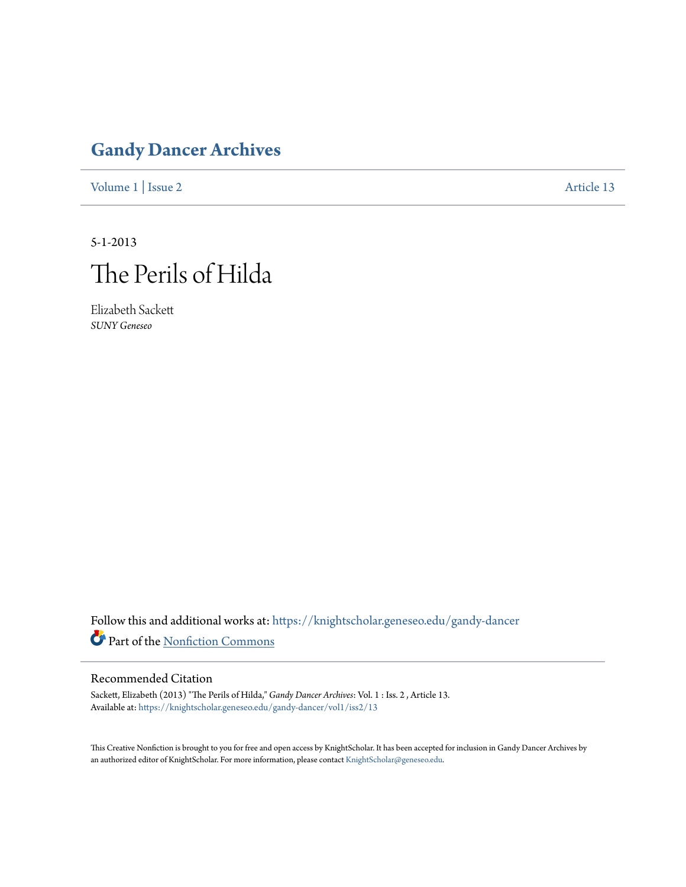# Gandy Dancer Archives

Volume 1 | Issue 2 Article 13

5-1-2013

# The Perils of Hilda

Elizabeth Sackett
*SUNY Geneseo*

Follow this and additional works at: https://knightscholar.geneseo.edu/gandy-dancer

Part of the Nonfiction Commons

## Recommended Citation

Sackett, Elizabeth (2013) "The Perils of Hilda," *Gandy Dancer Archives*: Vol. 1 : Iss. 2 , Article 13.
Available at: https://knightscholar.geneseo.edu/gandy-dancer/vol1/iss2/13

This Creative Nonfiction is brought to you for free and open access by KnightScholar. It has been accepted for inclusion in Gandy Dancer Archives by an authorized editor of KnightScholar. For more information, please contact KnightScholar@geneseo.edu.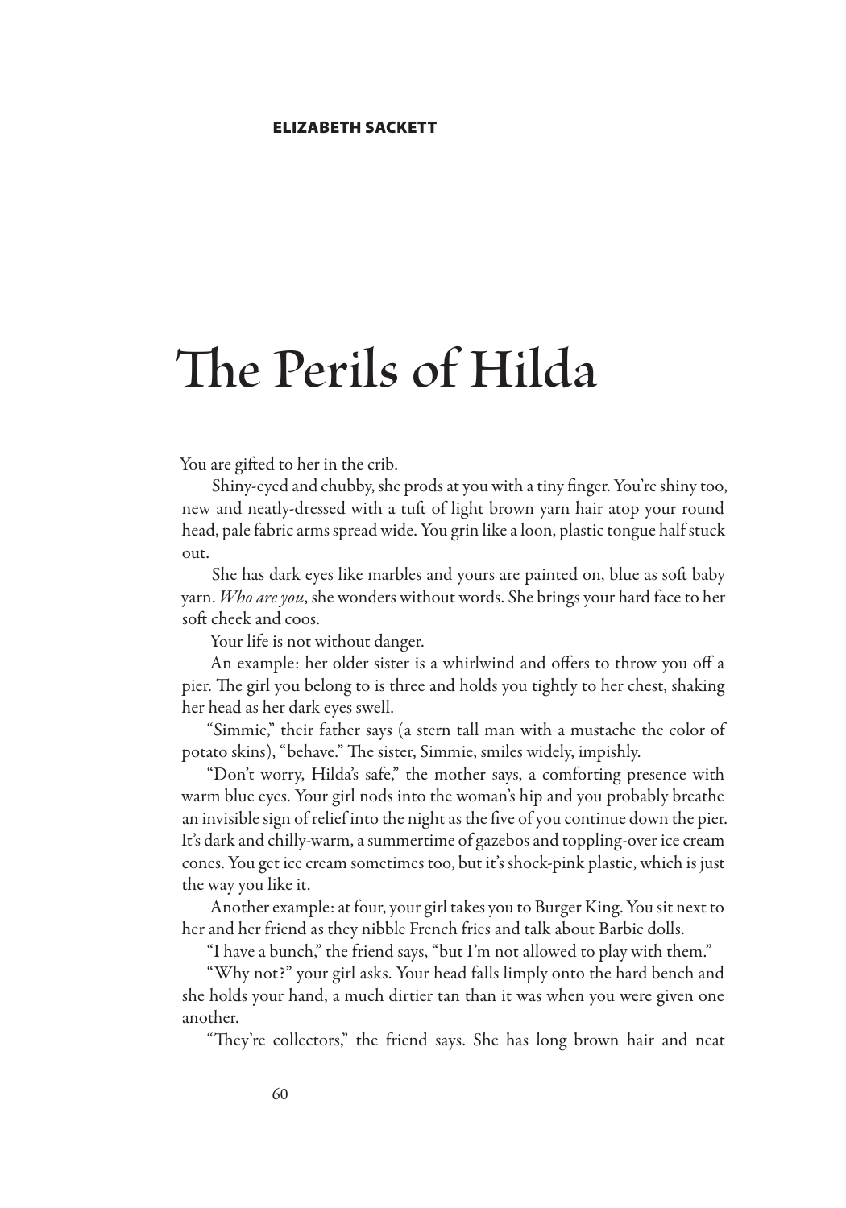ELIZABETH SACKETT

# The Perils of Hilda

You are gifted to her in the crib.

Shiny-eyed and chubby, she prods at you with a tiny finger. You're shiny too, new and neatly-dressed with a tuft of light brown yarn hair atop your round head, pale fabric arms spread wide. You grin like a loon, plastic tongue half stuck out.

She has dark eyes like marbles and yours are painted on, blue as soft baby yarn. *Who are you*, she wonders without words. She brings your hard face to her soft cheek and coos.

Your life is not without danger.

An example: her older sister is a whirlwind and offers to throw you off a pier. The girl you belong to is three and holds you tightly to her chest, shaking her head as her dark eyes swell.

"Simmie," their father says (a stern tall man with a mustache the color of potato skins), "behave." The sister, Simmie, smiles widely, impishly.

"Don't worry, Hilda's safe," the mother says, a comforting presence with warm blue eyes. Your girl nods into the woman's hip and you probably breathe an invisible sign of relief into the night as the five of you continue down the pier. It's dark and chilly-warm, a summertime of gazebos and toppling-over ice cream cones. You get ice cream sometimes too, but it's shock-pink plastic, which is just the way you like it.

Another example: at four, your girl takes you to Burger King. You sit next to her and her friend as they nibble French fries and talk about Barbie dolls.

"I have a bunch," the friend says, "but I'm not allowed to play with them."

"Why not?" your girl asks. Your head falls limply onto the hard bench and she holds your hand, a much dirtier tan than it was when you were given one another.

"They're collectors," the friend says. She has long brown hair and neat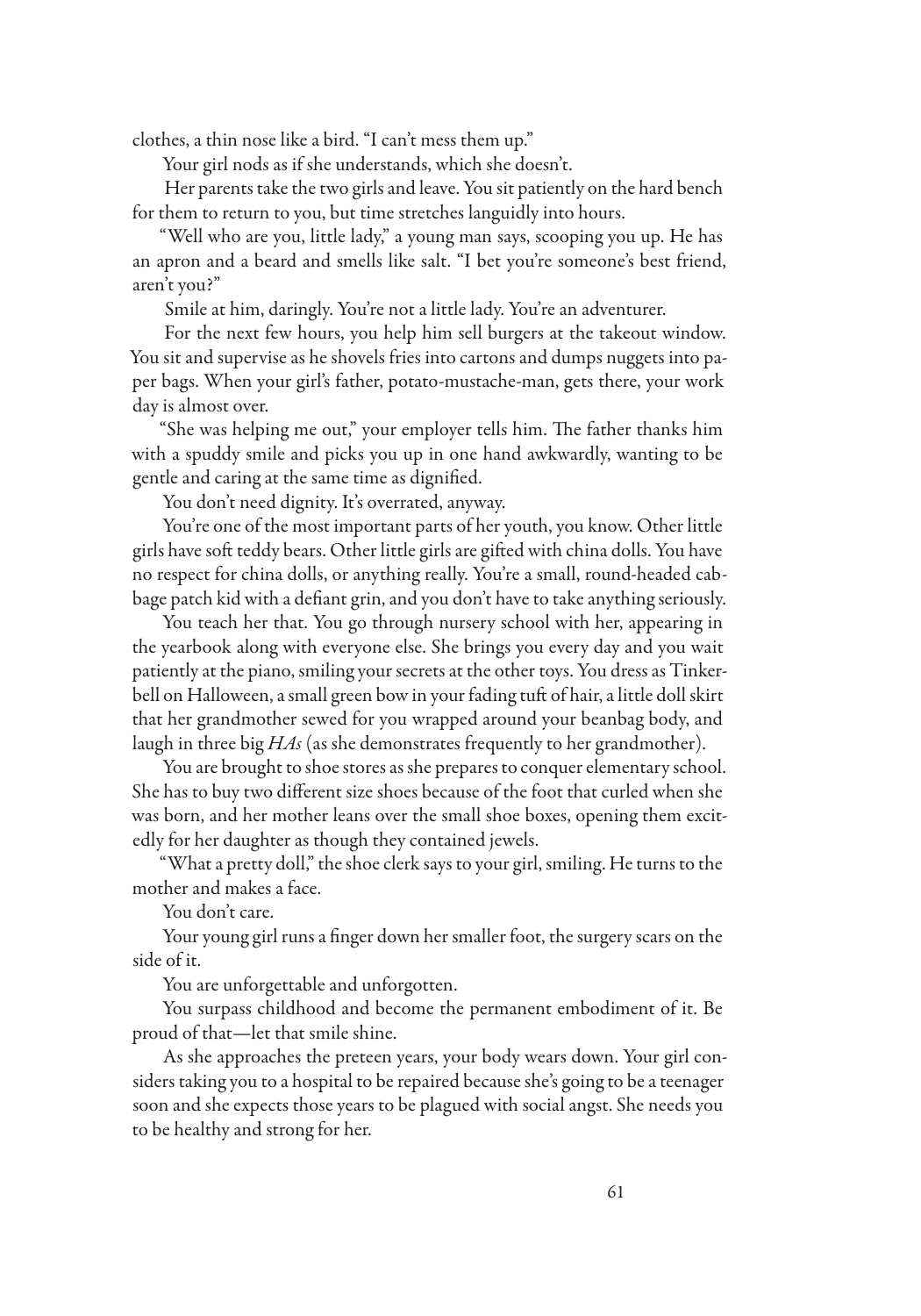clothes, a thin nose like a bird. "I can't mess them up."

Your girl nods as if she understands, which she doesn't.

Her parents take the two girls and leave. You sit patiently on the hard bench for them to return to you, but time stretches languidly into hours.

"Well who are you, little lady," a young man says, scooping you up. He has an apron and a beard and smells like salt. "I bet you're someone's best friend, aren't you?"

Smile at him, daringly. You're not a little lady. You're an adventurer.

For the next few hours, you help him sell burgers at the takeout window. You sit and supervise as he shovels fries into cartons and dumps nuggets into paper bags. When your girl's father, potato-mustache-man, gets there, your work day is almost over.

"She was helping me out," your employer tells him. The father thanks him with a spuddy smile and picks you up in one hand awkwardly, wanting to be gentle and caring at the same time as dignified.

You don't need dignity. It's overrated, anyway.

You're one of the most important parts of her youth, you know. Other little girls have soft teddy bears. Other little girls are gifted with china dolls. You have no respect for china dolls, or anything really. You're a small, round-headed cabbage patch kid with a defiant grin, and you don't have to take anything seriously.

You teach her that. You go through nursery school with her, appearing in the yearbook along with everyone else. She brings you every day and you wait patiently at the piano, smiling your secrets at the other toys. You dress as Tinkerbell on Halloween, a small green bow in your fading tuft of hair, a little doll skirt that her grandmother sewed for you wrapped around your beanbag body, and laugh in three big *HAs* (as she demonstrates frequently to her grandmother).

You are brought to shoe stores as she prepares to conquer elementary school. She has to buy two different size shoes because of the foot that curled when she was born, and her mother leans over the small shoe boxes, opening them excitedly for her daughter as though they contained jewels.

"What a pretty doll," the shoe clerk says to your girl, smiling. He turns to the mother and makes a face.

You don't care.

Your young girl runs a finger down her smaller foot, the surgery scars on the side of it.

You are unforgettable and unforgotten.

You surpass childhood and become the permanent embodiment of it. Be proud of that—let that smile shine.

As she approaches the preteen years, your body wears down. Your girl considers taking you to a hospital to be repaired because she's going to be a teenager soon and she expects those years to be plagued with social angst. She needs you to be healthy and strong for her.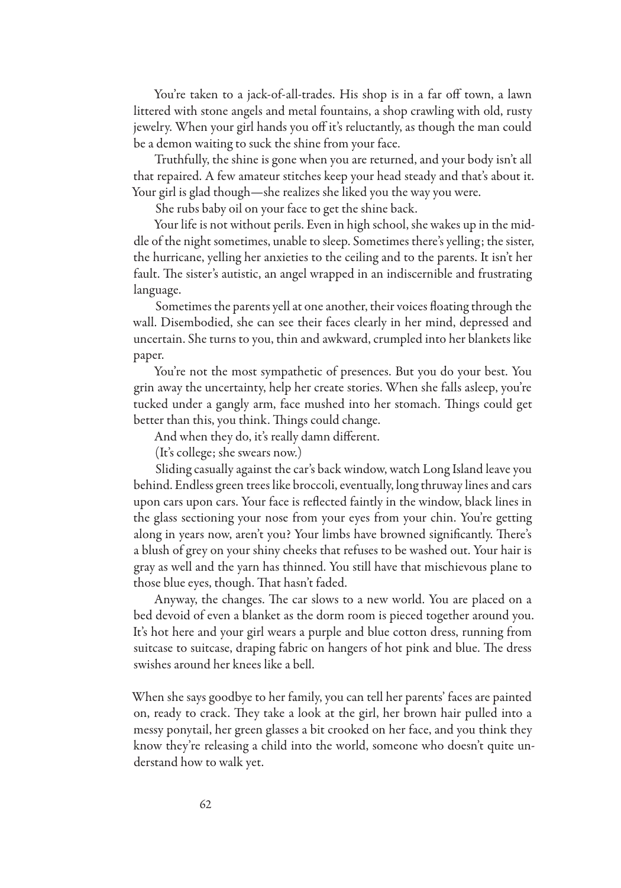You're taken to a jack-of-all-trades. His shop is in a far off town, a lawn littered with stone angels and metal fountains, a shop crawling with old, rusty jewelry. When your girl hands you off it's reluctantly, as though the man could be a demon waiting to suck the shine from your face.

Truthfully, the shine is gone when you are returned, and your body isn't all that repaired. A few amateur stitches keep your head steady and that's about it. Your girl is glad though—she realizes she liked you the way you were.

She rubs baby oil on your face to get the shine back.

Your life is not without perils. Even in high school, she wakes up in the middle of the night sometimes, unable to sleep. Sometimes there's yelling; the sister, the hurricane, yelling her anxieties to the ceiling and to the parents. It isn't her fault. The sister's autistic, an angel wrapped in an indiscernible and frustrating language.

Sometimes the parents yell at one another, their voices floating through the wall. Disembodied, she can see their faces clearly in her mind, depressed and uncertain. She turns to you, thin and awkward, crumpled into her blankets like paper.

You're not the most sympathetic of presences. But you do your best. You grin away the uncertainty, help her create stories. When she falls asleep, you're tucked under a gangly arm, face mushed into her stomach. Things could get better than this, you think. Things could change.

And when they do, it's really damn different.

(It's college; she swears now.)

Sliding casually against the car's back window, watch Long Island leave you behind. Endless green trees like broccoli, eventually, long thruway lines and cars upon cars upon cars. Your face is reflected faintly in the window, black lines in the glass sectioning your nose from your eyes from your chin. You're getting along in years now, aren't you? Your limbs have browned significantly. There's a blush of grey on your shiny cheeks that refuses to be washed out. Your hair is gray as well and the yarn has thinned. You still have that mischievous plane to those blue eyes, though. That hasn't faded.

Anyway, the changes. The car slows to a new world. You are placed on a bed devoid of even a blanket as the dorm room is pieced together around you. It's hot here and your girl wears a purple and blue cotton dress, running from suitcase to suitcase, draping fabric on hangers of hot pink and blue. The dress swishes around her knees like a bell.

When she says goodbye to her family, you can tell her parents' faces are painted on, ready to crack. They take a look at the girl, her brown hair pulled into a messy ponytail, her green glasses a bit crooked on her face, and you think they know they're releasing a child into the world, someone who doesn't quite understand how to walk yet.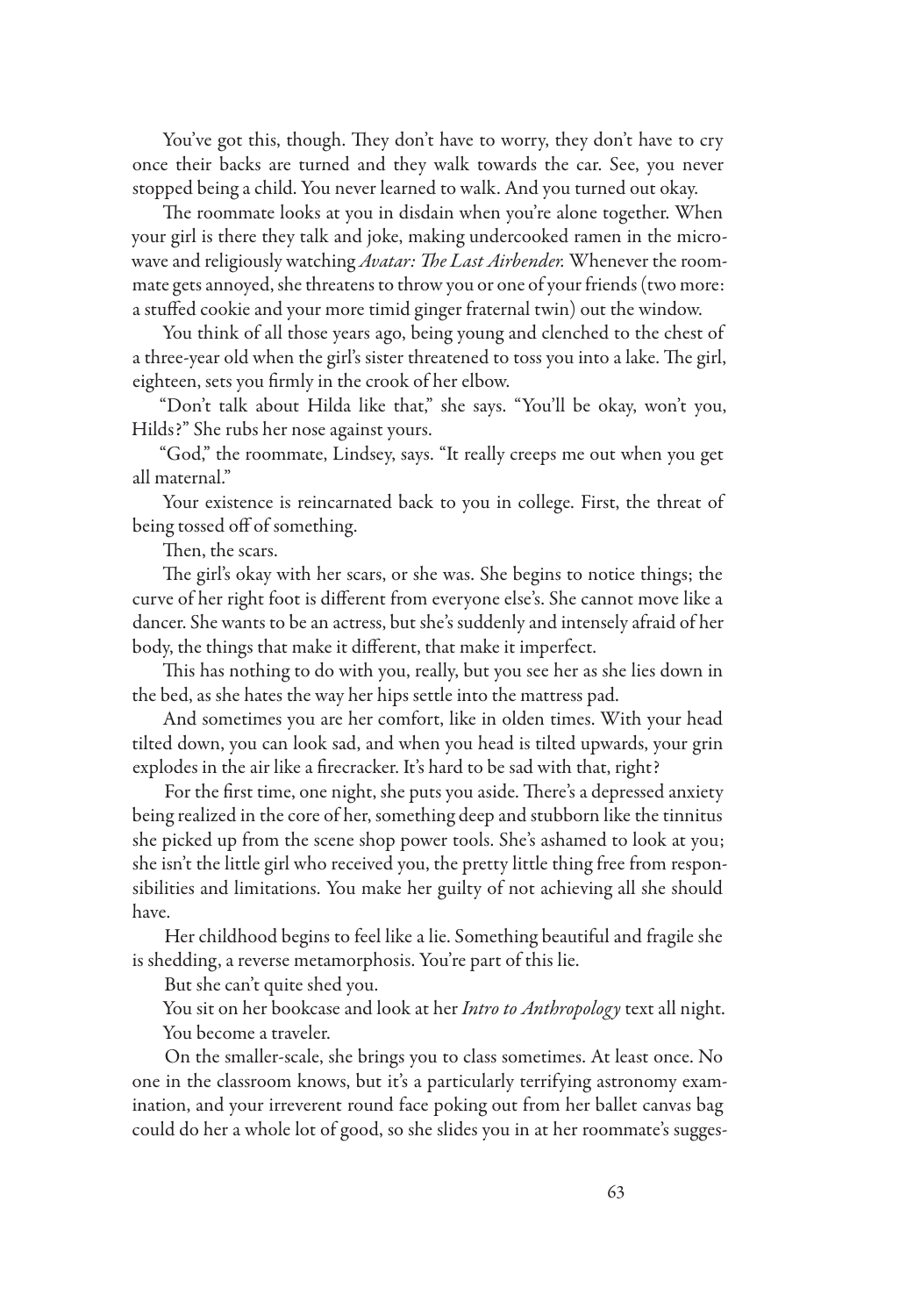You've got this, though. They don't have to worry, they don't have to cry once their backs are turned and they walk towards the car. See, you never stopped being a child. You never learned to walk. And you turned out okay.

The roommate looks at you in disdain when you're alone together. When your girl is there they talk and joke, making undercooked ramen in the microwave and religiously watching *Avatar: The Last Airbender.* Whenever the roommate gets annoyed, she threatens to throw you or one of your friends (two more: a stuffed cookie and your more timid ginger fraternal twin) out the window.

You think of all those years ago, being young and clenched to the chest of a three-year old when the girl's sister threatened to toss you into a lake. The girl, eighteen, sets you firmly in the crook of her elbow.

"Don't talk about Hilda like that," she says. "You'll be okay, won't you, Hilds?" She rubs her nose against yours.

"God," the roommate, Lindsey, says. "It really creeps me out when you get all maternal."

Your existence is reincarnated back to you in college. First, the threat of being tossed off of something.

Then, the scars.

The girl's okay with her scars, or she was. She begins to notice things; the curve of her right foot is different from everyone else's. She cannot move like a dancer. She wants to be an actress, but she's suddenly and intensely afraid of her body, the things that make it different, that make it imperfect.

This has nothing to do with you, really, but you see her as she lies down in the bed, as she hates the way her hips settle into the mattress pad.

And sometimes you are her comfort, like in olden times. With your head tilted down, you can look sad, and when you head is tilted upwards, your grin explodes in the air like a firecracker. It's hard to be sad with that, right?

For the first time, one night, she puts you aside. There's a depressed anxiety being realized in the core of her, something deep and stubborn like the tinnitus she picked up from the scene shop power tools. She's ashamed to look at you; she isn't the little girl who received you, the pretty little thing free from responsibilities and limitations. You make her guilty of not achieving all she should have.

Her childhood begins to feel like a lie. Something beautiful and fragile she is shedding, a reverse metamorphosis. You're part of this lie.

But she can't quite shed you.

You sit on her bookcase and look at her *Intro to Anthropology* text all night. You become a traveler.

On the smaller-scale, she brings you to class sometimes. At least once. No one in the classroom knows, but it's a particularly terrifying astronomy examination, and your irreverent round face poking out from her ballet canvas bag could do her a whole lot of good, so she slides you in at her roommate's sugges-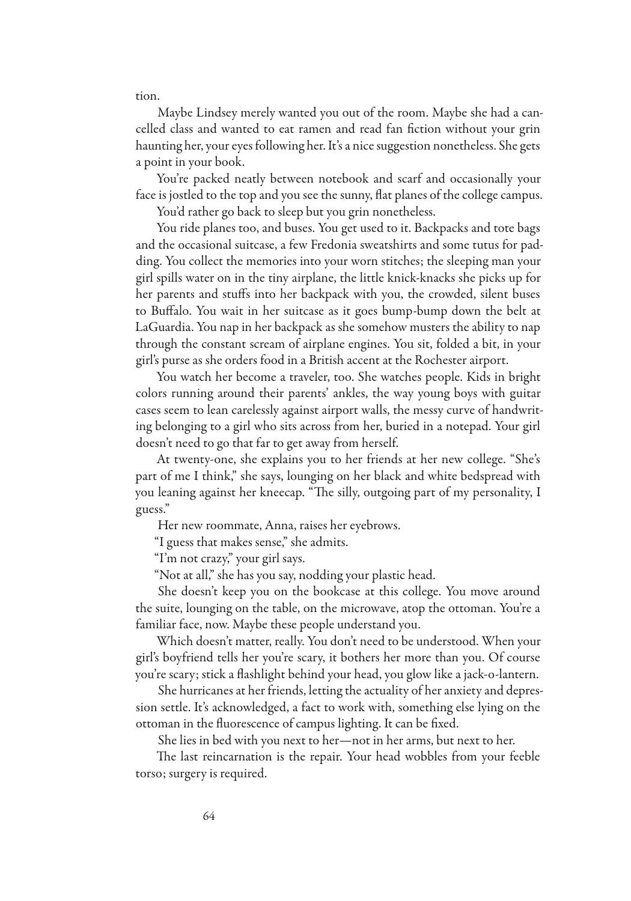tion.

Maybe Lindsey merely wanted you out of the room. Maybe she had a cancelled class and wanted to eat ramen and read fan fiction without your grin haunting her, your eyes following her. It's a nice suggestion nonetheless. She gets a point in your book.

You're packed neatly between notebook and scarf and occasionally your face is jostled to the top and you see the sunny, flat planes of the college campus.

You'd rather go back to sleep but you grin nonetheless.

You ride planes too, and buses. You get used to it. Backpacks and tote bags and the occasional suitcase, a few Fredonia sweatshirts and some tutus for padding. You collect the memories into your worn stitches; the sleeping man your girl spills water on in the tiny airplane, the little knick-knacks she picks up for her parents and stuffs into her backpack with you, the crowded, silent buses to Buffalo. You wait in her suitcase as it goes bump-bump down the belt at LaGuardia. You nap in her backpack as she somehow musters the ability to nap through the constant scream of airplane engines. You sit, folded a bit, in your girl's purse as she orders food in a British accent at the Rochester airport.

You watch her become a traveler, too. She watches people. Kids in bright colors running around their parents' ankles, the way young boys with guitar cases seem to lean carelessly against airport walls, the messy curve of handwriting belonging to a girl who sits across from her, buried in a notepad. Your girl doesn't need to go that far to get away from herself.

At twenty-one, she explains you to her friends at her new college. "She's part of me I think," she says, lounging on her black and white bedspread with you leaning against her kneecap. "The silly, outgoing part of my personality, I guess."

Her new roommate, Anna, raises her eyebrows.

"I guess that makes sense," she admits.

"I'm not crazy," your girl says.

"Not at all," she has you say, nodding your plastic head.

She doesn't keep you on the bookcase at this college. You move around the suite, lounging on the table, on the microwave, atop the ottoman. You're a familiar face, now. Maybe these people understand you.

Which doesn't matter, really. You don't need to be understood. When your girl's boyfriend tells her you're scary, it bothers her more than you. Of course you're scary; stick a flashlight behind your head, you glow like a jack-o-lantern.

She hurricanes at her friends, letting the actuality of her anxiety and depression settle. It's acknowledged, a fact to work with, something else lying on the ottoman in the fluorescence of campus lighting. It can be fixed.

She lies in bed with you next to her—not in her arms, but next to her.

The last reincarnation is the repair. Your head wobbles from your feeble torso; surgery is required.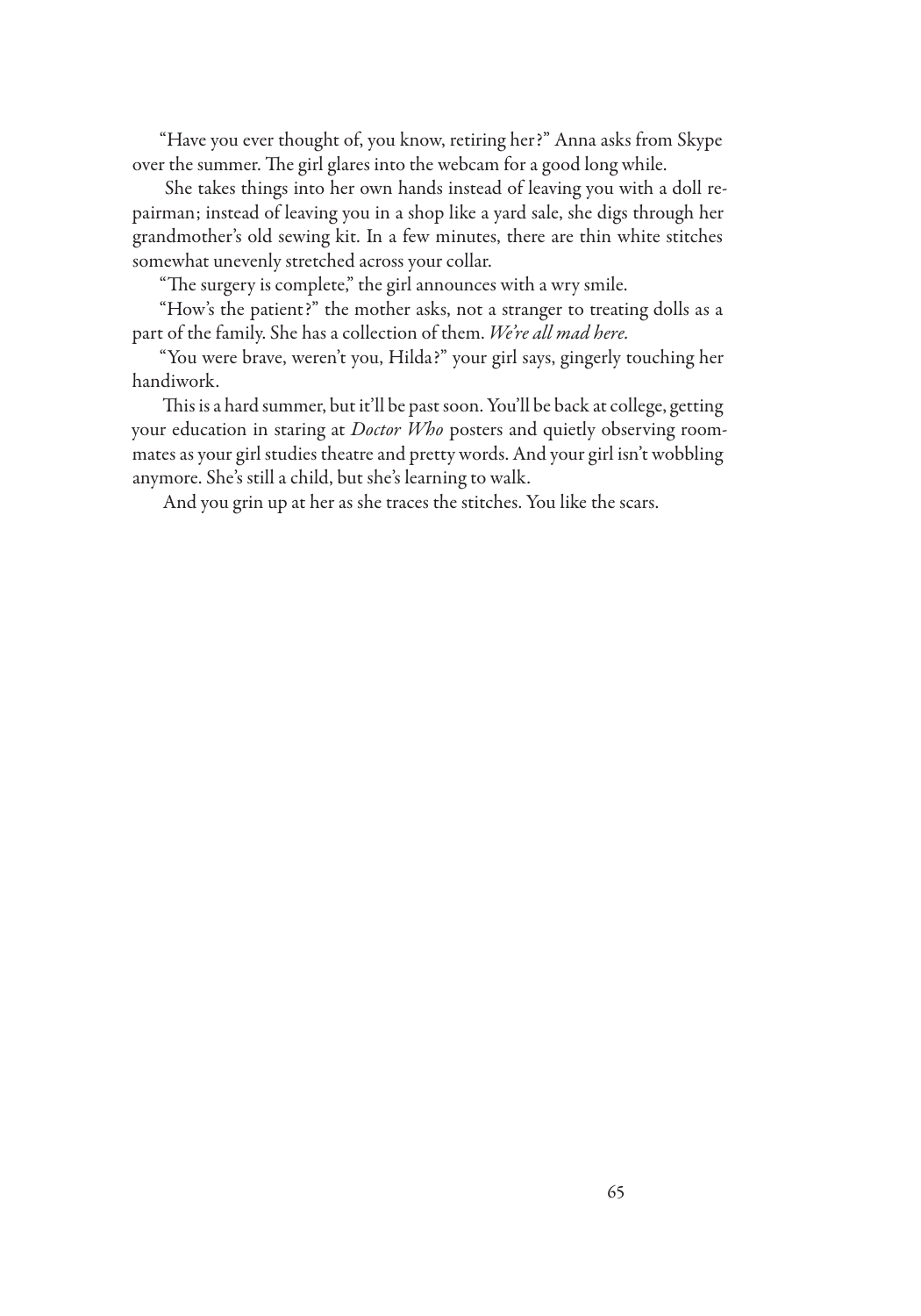"Have you ever thought of, you know, retiring her?" Anna asks from Skype over the summer. The girl glares into the webcam for a good long while.

She takes things into her own hands instead of leaving you with a doll repairman; instead of leaving you in a shop like a yard sale, she digs through her grandmother's old sewing kit. In a few minutes, there are thin white stitches somewhat unevenly stretched across your collar.

"The surgery is complete," the girl announces with a wry smile.

"How's the patient?" the mother asks, not a stranger to treating dolls as a part of the family. She has a collection of them. *We're all mad here.*

"You were brave, weren't you, Hilda?" your girl says, gingerly touching her handiwork.

This is a hard summer, but it'll be past soon. You'll be back at college, getting your education in staring at *Doctor Who* posters and quietly observing roommates as your girl studies theatre and pretty words. And your girl isn't wobbling anymore. She's still a child, but she's learning to walk.

And you grin up at her as she traces the stitches. You like the scars.